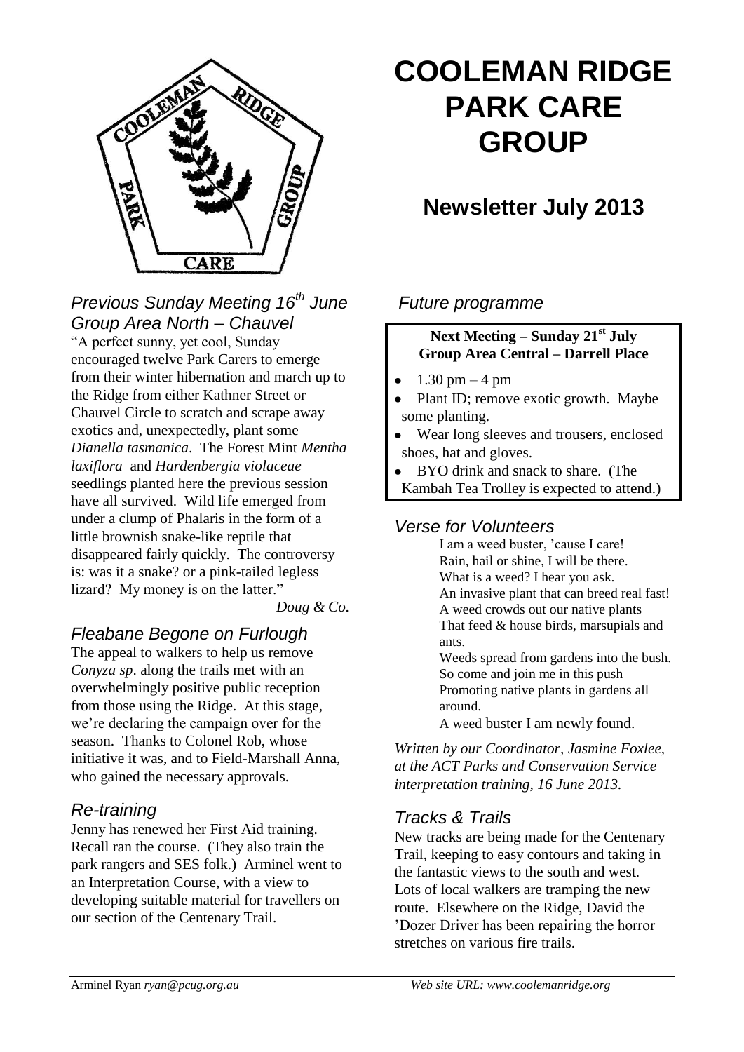# COOLEMAN RIDGE PARK CARE GROUP

## Newsletter July 2013

### *Previous Sunday Meeting 16th June Group Area North – Chauvel*

"A perfect sunny, yet cool, Sunday encouraged twelve Park Carers to emerge from their winter hibernation and march up to the Ridge from either Kathner Street or Chauvel Circle to scratch and scrape away exotics and, unexpectedly, plant some *Dianella tasmanica*. The Forest Mint *Mentha laxiflora* and *Hardenbergia violaceae* seedlings planted here the previous session have all survived. Wild life emerged from under a clump of Phalaris in the form of a little brownish snake-like reptile that disappeared fairly quickly. The controversy is: was it a snake? or a pink-tailed legless lizard? My money is on the latter."

*Doug & Co.*

### *Fleabane Begone on Furlough*

The appeal to walkers to help us remove *Conyza sp*. along the trails met with an overwhelmingly positive public reception from those using the Ridge. At this stage, we're declaring the campaign over for the season. Thanks to Colonel Rob, whose initiative it was, and to Field-Marshall Anna, who gained the necessary approvals.

### *Re-training*

Jenny has renewed her First Aid training. Recall ran the course. (They also train the park rangers and SES folk.) Arminel went to an Interpretation Course, with a view to developing suitable material for travellers on our section of the Centenary Trail.

### *Future programme*

**Next Meeting – Sunday 21st July**
**Group Area Central – Darrell Place**

- 1.30 pm – 4 pm
- Plant ID; remove exotic growth. Maybe some planting.
- Wear long sleeves and trousers, enclosed shoes, hat and gloves.
- BYO drink and snack to share. (The Kambah Tea Trolley is expected to attend.)

### *Verse for Volunteers*

I am a weed buster, 'cause I care!
Rain, hail or shine, I will be there.
What is a weed? I hear you ask.
An invasive plant that can breed real fast!
A weed crowds out our native plants
That feed & house birds, marsupials and ants.
Weeds spread from gardens into the bush.
So come and join me in this push
Promoting native plants in gardens all around.
A weed buster I am newly found.

*Written by our Coordinator, Jasmine Foxlee, at the ACT Parks and Conservation Service interpretation training, 16 June 2013.*

### *Tracks & Trails*

New tracks are being made for the Centenary Trail, keeping to easy contours and taking in the fantastic views to the south and west. Lots of local walkers are tramping the new route. Elsewhere on the Ridge, David the 'Dozer Driver has been repairing the horror stretches on various fire trails.

Arminel Ryan *ryan@pcug.org.au* *Web site URL: www.coolemanridge.org*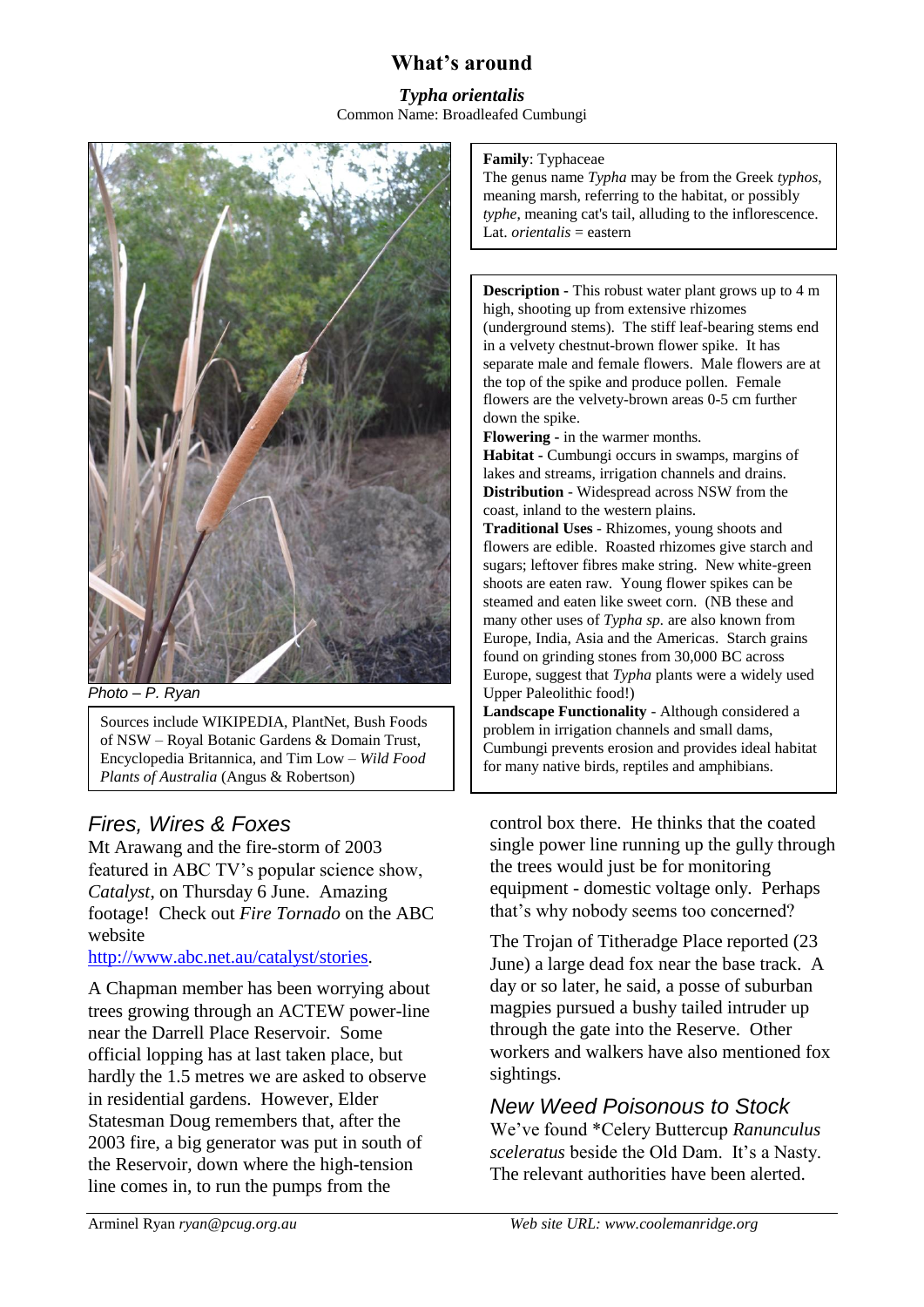# What's around

## *Typha orientalis*

Common Name: Broadleafed Cumbungi

Photo – P. Ryan

Sources include WIKIPEDIA, PlantNet, Bush Foods of NSW – Royal Botanic Gardens & Domain Trust, Encyclopedia Britannica, and Tim Low – *Wild Food Plants of Australia* (Angus & Robertson)

**Family**: Typhaceae
The genus name *Typha* may be from the Greek *typhos*, meaning marsh, referring to the habitat, or possibly *typhe*, meaning cat's tail, alluding to the inflorescence. Lat. *orientalis* = eastern

**Description -** This robust water plant grows up to 4 m high, shooting up from extensive rhizomes (underground stems). The stiff leaf-bearing stems end in a velvety chestnut-brown flower spike. It has separate male and female flowers. Male flowers are at the top of the spike and produce pollen. Female flowers are the velvety-brown areas 0-5 cm further down the spike.
**Flowering -** in the warmer months.
**Habitat -** Cumbungi occurs in swamps, margins of lakes and streams, irrigation channels and drains.
**Distribution** - Widespread across NSW from the coast, inland to the western plains.
**Traditional Uses** - Rhizomes, young shoots and flowers are edible. Roasted rhizomes give starch and sugars; leftover fibres make string. New white-green shoots are eaten raw. Young flower spikes can be steamed and eaten like sweet corn. (NB these and many other uses of *Typha sp.* are also known from Europe, India, Asia and the Americas. Starch grains found on grinding stones from 30,000 BC across Europe, suggest that *Typha* plants were a widely used Upper Paleolithic food!)
**Landscape Functionality** - Although considered a problem in irrigation channels and small dams, Cumbungi prevents erosion and provides ideal habitat for many native birds, reptiles and amphibians.

## *Fires, Wires & Foxes*

Mt Arawang and the fire-storm of 2003 featured in ABC TV's popular science show, *Catalyst*, on Thursday 6 June. Amazing footage! Check out *Fire Tornado* on the ABC website
http://www.abc.net.au/catalyst/stories.

A Chapman member has been worrying about trees growing through an ACTEW power-line near the Darrell Place Reservoir. Some official lopping has at last taken place, but hardly the 1.5 metres we are asked to observe in residential gardens. However, Elder Statesman Doug remembers that, after the 2003 fire, a big generator was put in south of the Reservoir, down where the high-tension line comes in, to run the pumps from the control box there. He thinks that the coated single power line running up the gully through the trees would just be for monitoring equipment - domestic voltage only. Perhaps that's why nobody seems too concerned?

The Trojan of Titheradge Place reported (23 June) a large dead fox near the base track. A day or so later, he said, a posse of suburban magpies pursued a bushy tailed intruder up through the gate into the Reserve. Other workers and walkers have also mentioned fox sightings.

## *New Weed Poisonous to Stock*

We've found *Celery Buttercup *Ranunculus sceleratus* beside the Old Dam. It's a Nasty. The relevant authorities have been alerted.

Arminel Ryan *ryan@pcug.org.au* *Web site URL: www.coolemanridge.org*